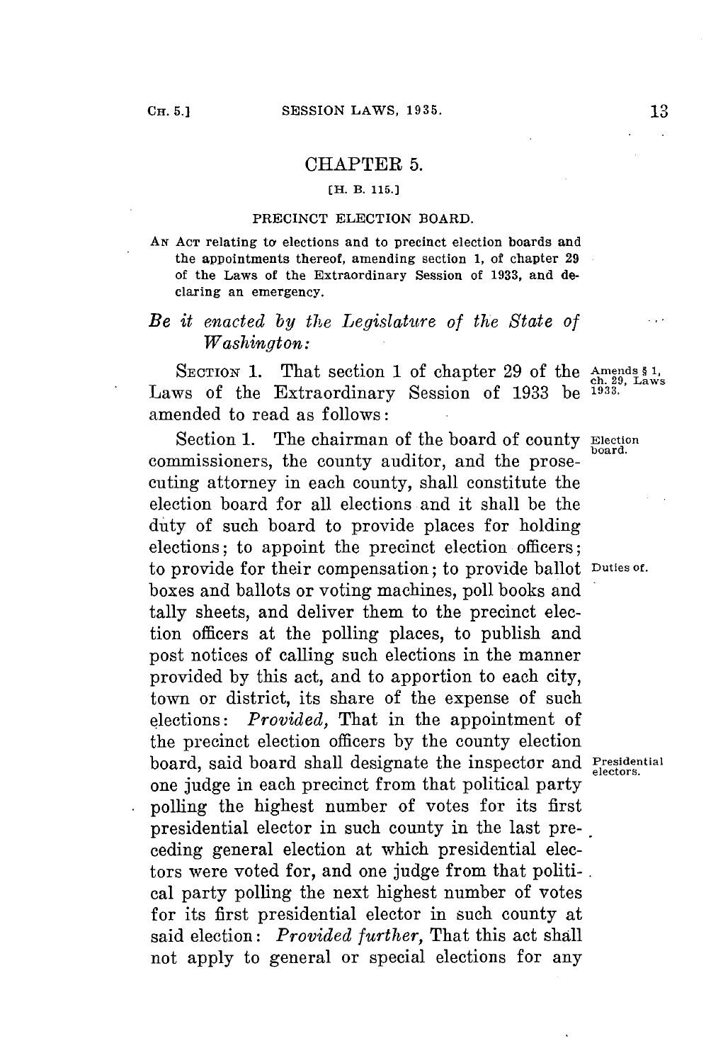# CHAPTER 5.

[H. B. 115.]

## PRECINCT ELECTION BOARD.

AN ACT relating to elections and to precinct election boards and the appointments thereof, amending section 1, of chapter 29 of the Laws of the Extraordinary Session of 1933, and declaring an emergency.

*Be it enacted by the Legislature of the State of Washington:*

SECTION 1. That section 1 of chapter 29 of the Laws of the Extraordinary Session of 1933 be amended to read as follows:

Amends § 1, ch. 29, Laws 1933.

Section 1. The chairman of the board of county commissioners, the county auditor, and the prosecuting attorney in each county, shall constitute the election board for all elections and it shall be the duty of such board to provide places for holding elections; to appoint the precinct election officers; to provide for their compensation; to provide ballot boxes and ballots or voting machines, poll books and tally sheets, and deliver them to the precinct election officers at the polling places, to publish and post notices of calling such elections in the manner provided by this act, and to apportion to each city, town or district, its share of the expense of such elections: *Provided,* That in the appointment of the precinct election officers by the county election board, said board shall designate the inspector and one judge in each precinct from that political party polling the highest number of votes for its first presidential elector in such county in the last preceding general election at which presidential electors were voted for, and one judge from that political party polling the next highest number of votes for its first presidential elector in such county at said election: *Provided further,* That this act shall not apply to general or special elections for any

Election board.

Duties of.

Presidential electors.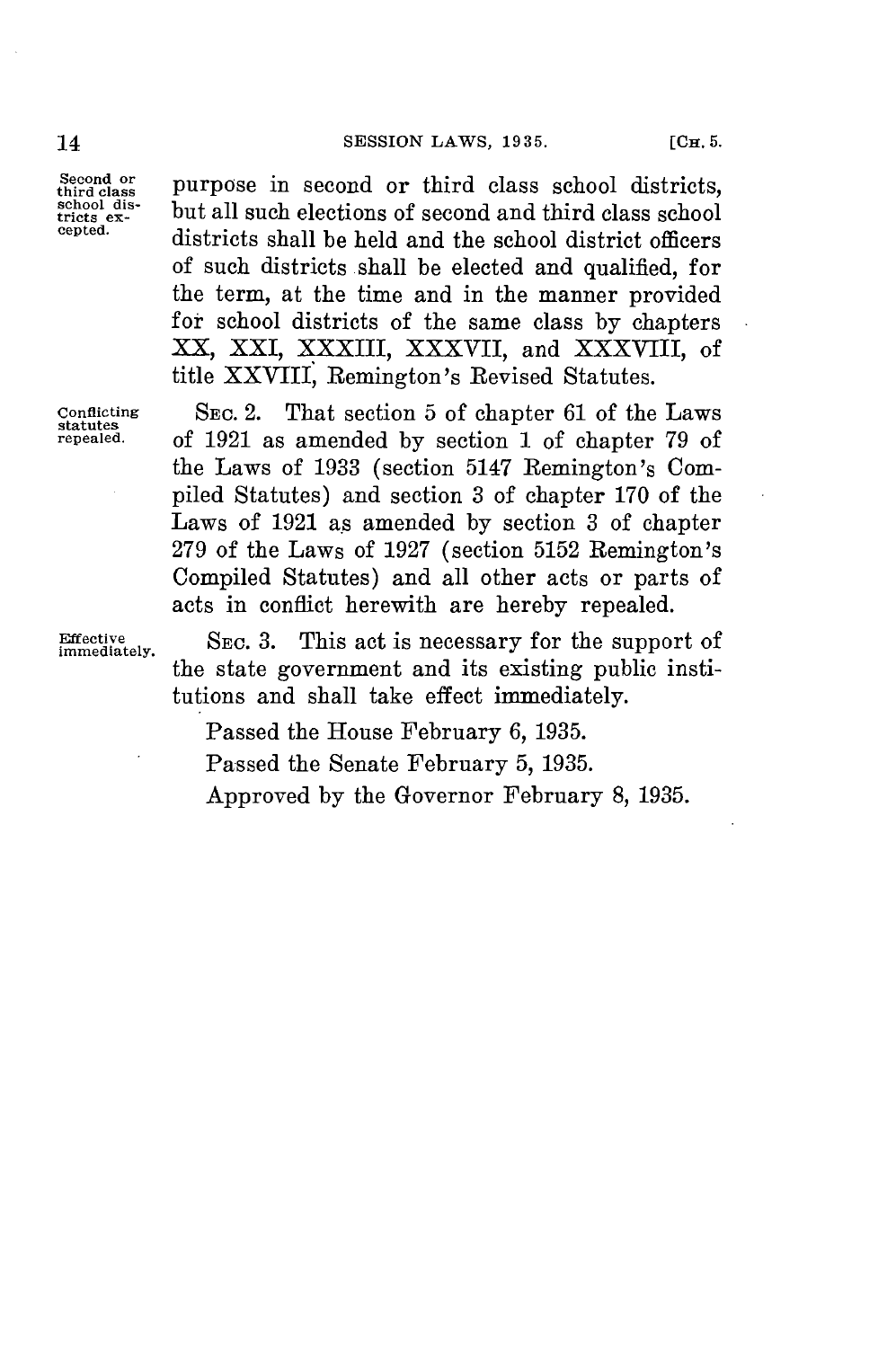purpose in second or third class school districts, but all such elections of second and third class school districts shall be held and the school district officers of such districts shall be elected and qualified, for the term, at the time and in the manner provided for school districts of the same class by chapters XX, XXI, XXXIII, XXXVII, and XXXVIII, of title XXVIII, Remington's Revised Statutes.

Second or third class school districts excepted.

SEC. 2. That section 5 of chapter 61 of the Laws of 1921 as amended by section 1 of chapter 79 of the Laws of 1933 (section 5147 Remington's Compiled Statutes) and section 3 of chapter 170 of the Laws of 1921 as amended by section 3 of chapter 279 of the Laws of 1927 (section 5152 Remington's Compiled Statutes) and all other acts or parts of acts in conflict herewith are hereby repealed.

Conflicting statutes repealed.

SEC. 3. This act is necessary for the support of the state government and its existing public institutions and shall take effect immediately.

Effective immediately.

Passed the House February 6, 1935.

Passed the Senate February 5, 1935.

Approved by the Governor February 8, 1935.